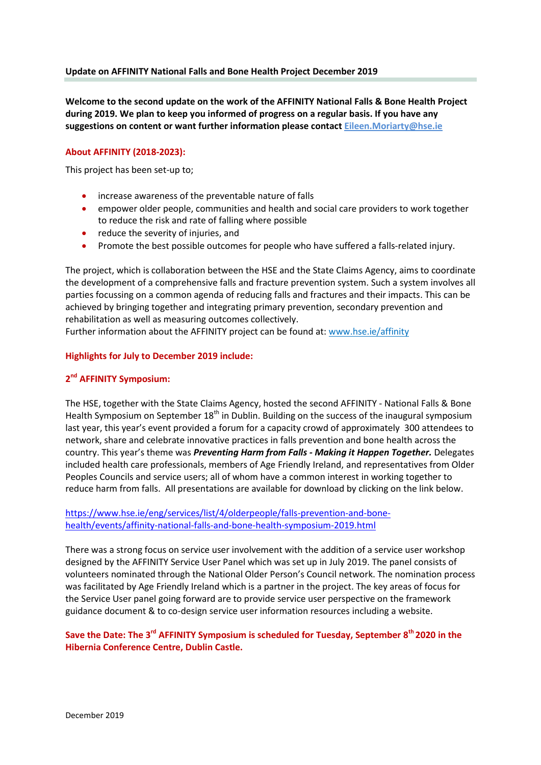# Update on AFFINITY National Falls and Bone Health Project December 2019

**Welcome to the second update on the work of the AFFINITY National Falls & Bone Health Project during 2019. We plan to keep you informed of progress on a regular basis. If you have any suggestions on content or want further information please contact Eileen.Moriarty@hse.ie**

## About AFFINITY (2018-2023):

This project has been set-up to;

- increase awareness of the preventable nature of falls
- empower older people, communities and health and social care providers to work together to reduce the risk and rate of falling where possible
- reduce the severity of injuries, and
- Promote the best possible outcomes for people who have suffered a falls-related injury.

The project, which is collaboration between the HSE and the State Claims Agency, aims to coordinate the development of a comprehensive falls and fracture prevention system. Such a system involves all parties focussing on a common agenda of reducing falls and fractures and their impacts. This can be achieved by bringing together and integrating primary prevention, secondary prevention and rehabilitation as well as measuring outcomes collectively.
Further information about the AFFINITY project can be found at: www.hse.ie/affinity

## Highlights for July to December 2019 include:

### 2nd AFFINITY Symposium:

The HSE, together with the State Claims Agency, hosted the second AFFINITY - National Falls & Bone Health Symposium on September 18th in Dublin. Building on the success of the inaugural symposium last year, this year's event provided a forum for a capacity crowd of approximately 300 attendees to network, share and celebrate innovative practices in falls prevention and bone health across the country. This year's theme was ***Preventing Harm from Falls - Making it Happen Together.*** Delegates included health care professionals, members of Age Friendly Ireland, and representatives from Older Peoples Councils and service users; all of whom have a common interest in working together to reduce harm from falls. All presentations are available for download by clicking on the link below.

https://www.hse.ie/eng/services/list/4/olderpeople/falls-prevention-and-bone-health/events/affinity-national-falls-and-bone-health-symposium-2019.html

There was a strong focus on service user involvement with the addition of a service user workshop designed by the AFFINITY Service User Panel which was set up in July 2019. The panel consists of volunteers nominated through the National Older Person's Council network. The nomination process was facilitated by Age Friendly Ireland which is a partner in the project. The key areas of focus for the Service User panel going forward are to provide service user perspective on the framework guidance document & to co-design service user information resources including a website.

**Save the Date: The 3rd AFFINITY Symposium is scheduled for Tuesday, September 8th 2020 in the Hibernia Conference Centre, Dublin Castle.**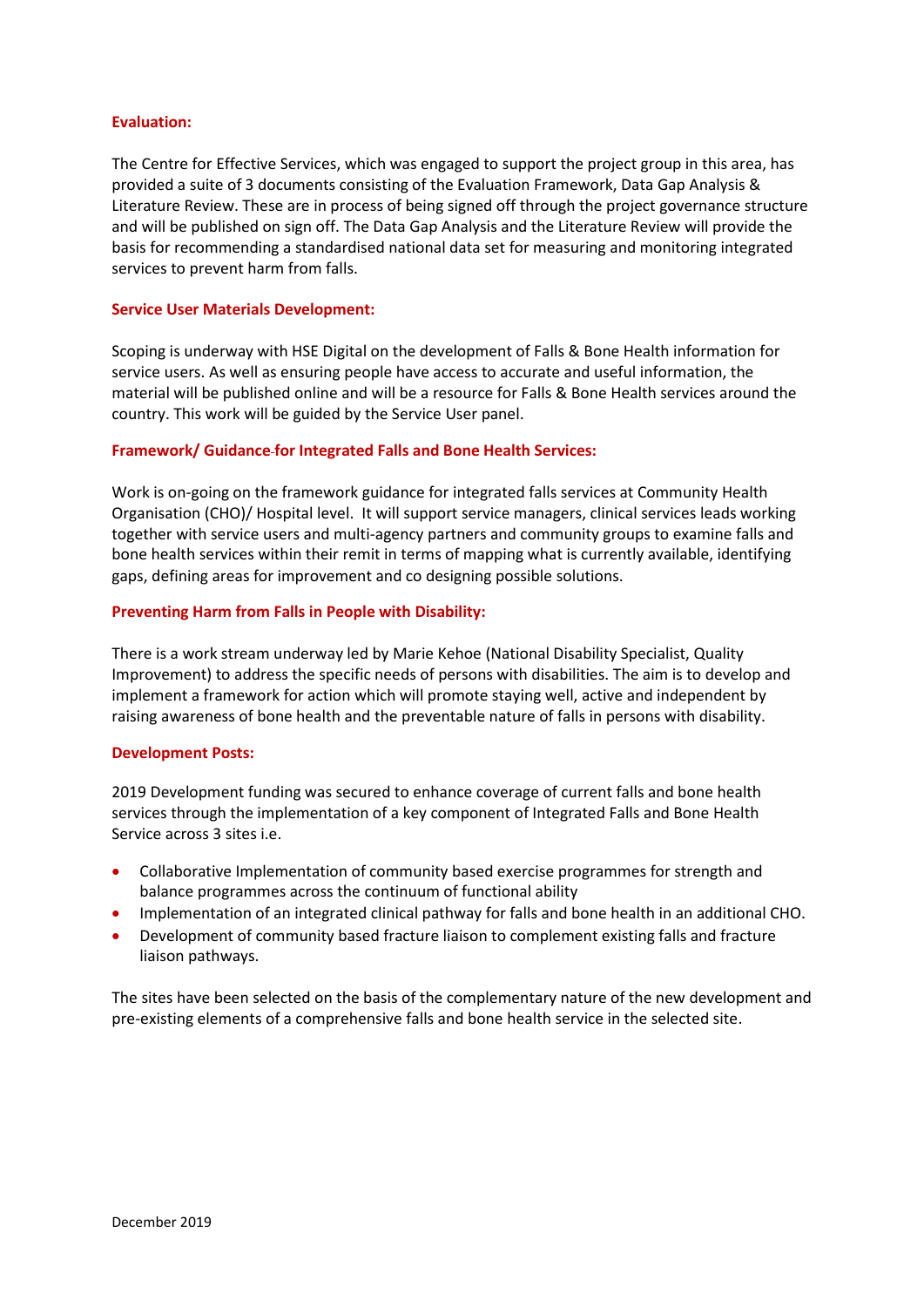### Evaluation:

The Centre for Effective Services, which was engaged to support the project group in this area, has provided a suite of 3 documents consisting of the Evaluation Framework, Data Gap Analysis & Literature Review. These are in process of being signed off through the project governance structure and will be published on sign off. The Data Gap Analysis and the Literature Review will provide the basis for recommending a standardised national data set for measuring and monitoring integrated services to prevent harm from falls.

### Service User Materials Development:

Scoping is underway with HSE Digital on the development of Falls & Bone Health information for service users. As well as ensuring people have access to accurate and useful information, the material will be published online and will be a resource for Falls & Bone Health services around the country. This work will be guided by the Service User panel.

### Framework/ Guidance for Integrated Falls and Bone Health Services:

Work is on-going on the framework guidance for integrated falls services at Community Health Organisation (CHO)/ Hospital level. It will support service managers, clinical services leads working together with service users and multi-agency partners and community groups to examine falls and bone health services within their remit in terms of mapping what is currently available, identifying gaps, defining areas for improvement and co designing possible solutions.

### Preventing Harm from Falls in People with Disability:

There is a work stream underway led by Marie Kehoe (National Disability Specialist, Quality Improvement) to address the specific needs of persons with disabilities. The aim is to develop and implement a framework for action which will promote staying well, active and independent by raising awareness of bone health and the preventable nature of falls in persons with disability.

### Development Posts:

2019 Development funding was secured to enhance coverage of current falls and bone health services through the implementation of a key component of Integrated Falls and Bone Health Service across 3 sites i.e.

- Collaborative Implementation of community based exercise programmes for strength and balance programmes across the continuum of functional ability
- Implementation of an integrated clinical pathway for falls and bone health in an additional CHO.
- Development of community based fracture liaison to complement existing falls and fracture liaison pathways.

The sites have been selected on the basis of the complementary nature of the new development and pre-existing elements of a comprehensive falls and bone health service in the selected site.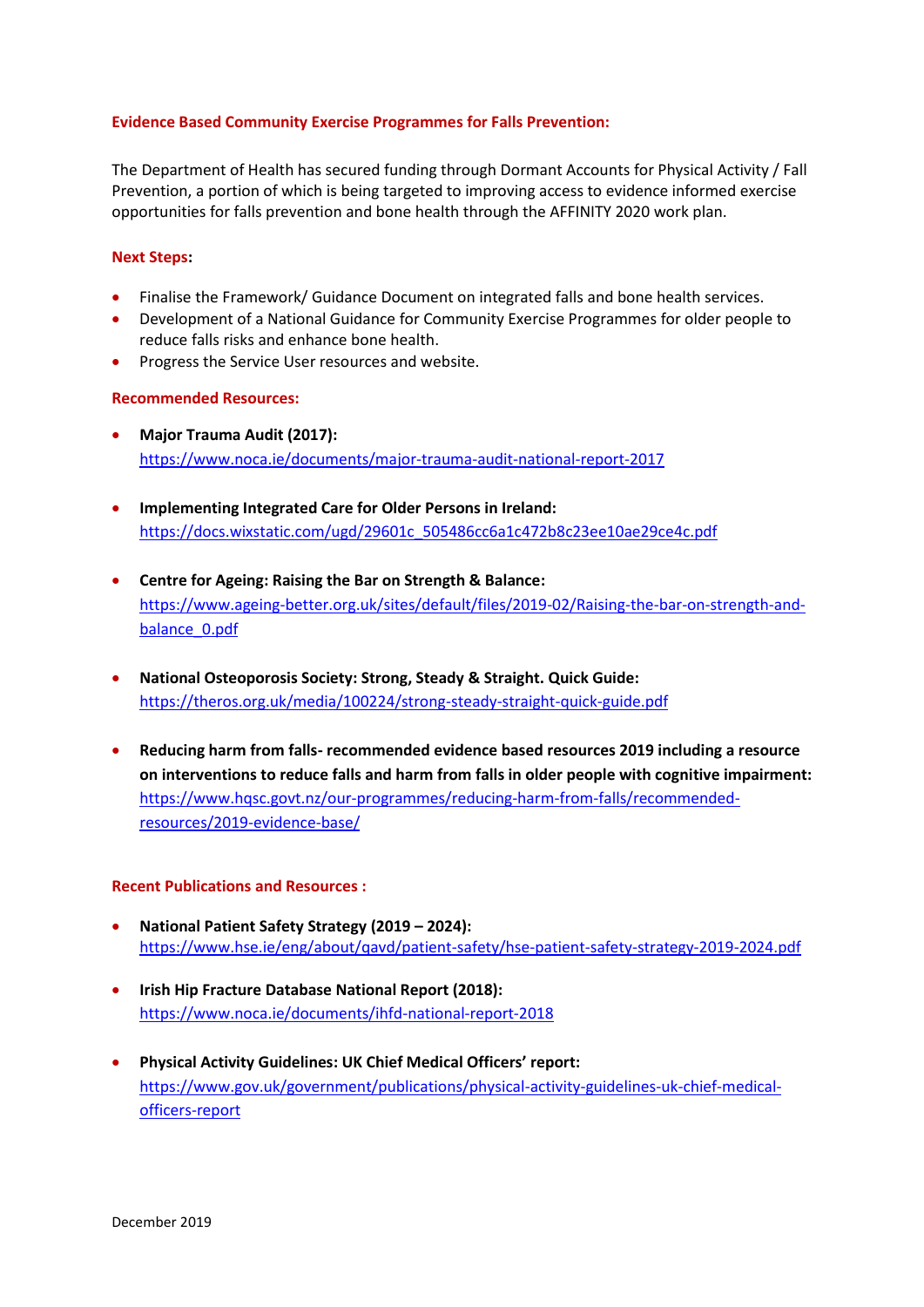### Evidence Based Community Exercise Programmes for Falls Prevention:

The Department of Health has secured funding through Dormant Accounts for Physical Activity / Fall Prevention, a portion of which is being targeted to improving access to evidence informed exercise opportunities for falls prevention and bone health through the AFFINITY 2020 work plan.

### Next Steps:

- Finalise the Framework/ Guidance Document on integrated falls and bone health services.
- Development of a National Guidance for Community Exercise Programmes for older people to reduce falls risks and enhance bone health.
- Progress the Service User resources and website.

### Recommended Resources:

- **Major Trauma Audit (2017):** https://www.noca.ie/documents/major-trauma-audit-national-report-2017
- **Implementing Integrated Care for Older Persons in Ireland:** https://docs.wixstatic.com/ugd/29601c_505486cc6a1c472b8c23ee10ae29ce4c.pdf
- **Centre for Ageing: Raising the Bar on Strength & Balance:** https://www.ageing-better.org.uk/sites/default/files/2019-02/Raising-the-bar-on-strength-and-balance_0.pdf
- **National Osteoporosis Society: Strong, Steady & Straight. Quick Guide:** https://theros.org.uk/media/100224/strong-steady-straight-quick-guide.pdf
- **Reducing harm from falls- recommended evidence based resources 2019 including a resource on interventions to reduce falls and harm from falls in older people with cognitive impairment:** https://www.hqsc.govt.nz/our-programmes/reducing-harm-from-falls/recommended-resources/2019-evidence-base/

### Recent Publications and Resources :

- **National Patient Safety Strategy (2019 – 2024):** https://www.hse.ie/eng/about/qavd/patient-safety/hse-patient-safety-strategy-2019-2024.pdf
- **Irish Hip Fracture Database National Report (2018):** https://www.noca.ie/documents/ihfd-national-report-2018
- **Physical Activity Guidelines: UK Chief Medical Officers' report:** https://www.gov.uk/government/publications/physical-activity-guidelines-uk-chief-medical-officers-report

December 2019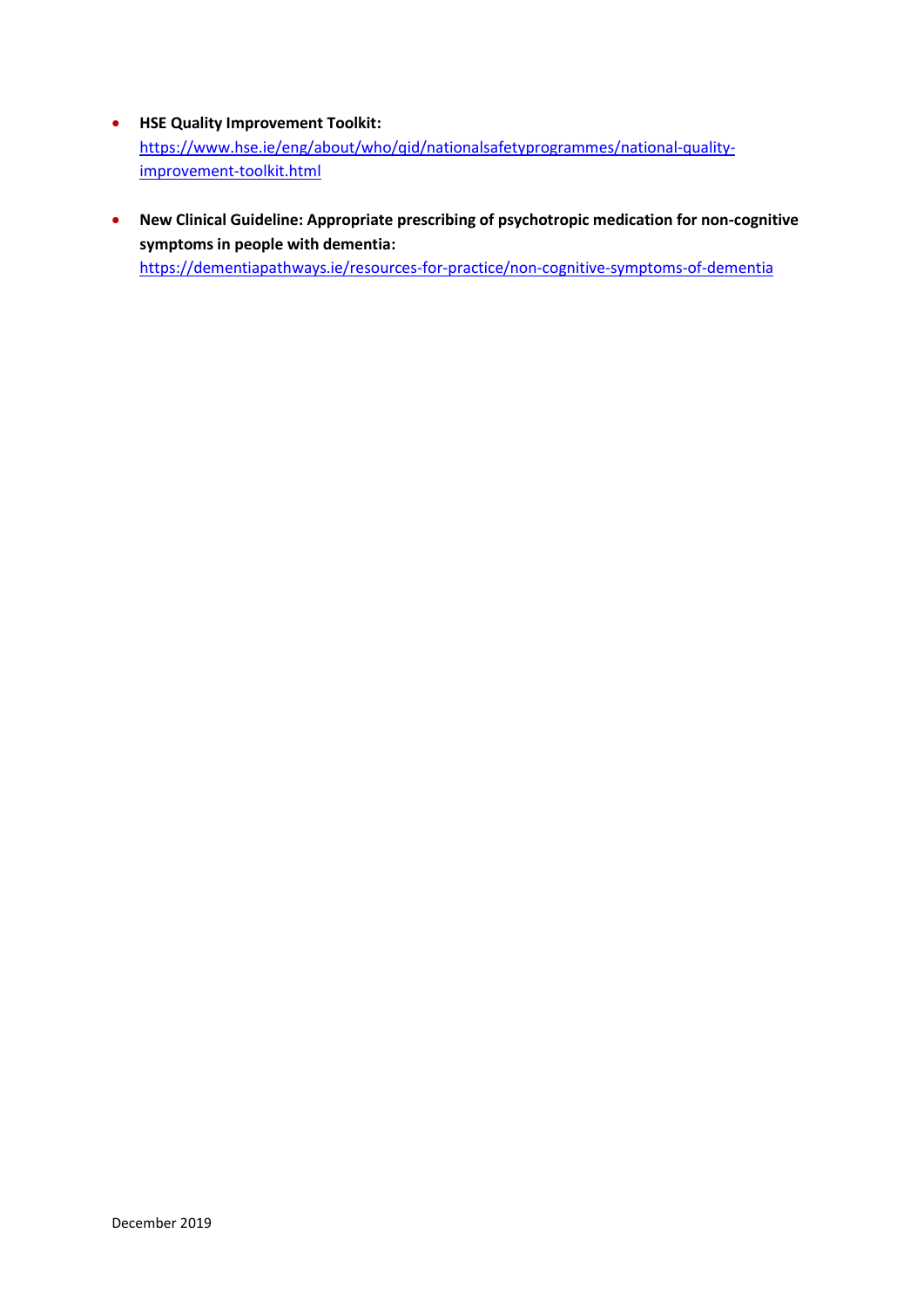- **HSE Quality Improvement Toolkit:** https://www.hse.ie/eng/about/who/qid/nationalsafetyprogrammes/national-quality-improvement-toolkit.html

- **New Clinical Guideline: Appropriate prescribing of psychotropic medication for non-cognitive symptoms in people with dementia:** https://dementiapathways.ie/resources-for-practice/non-cognitive-symptoms-of-dementia

December 2019